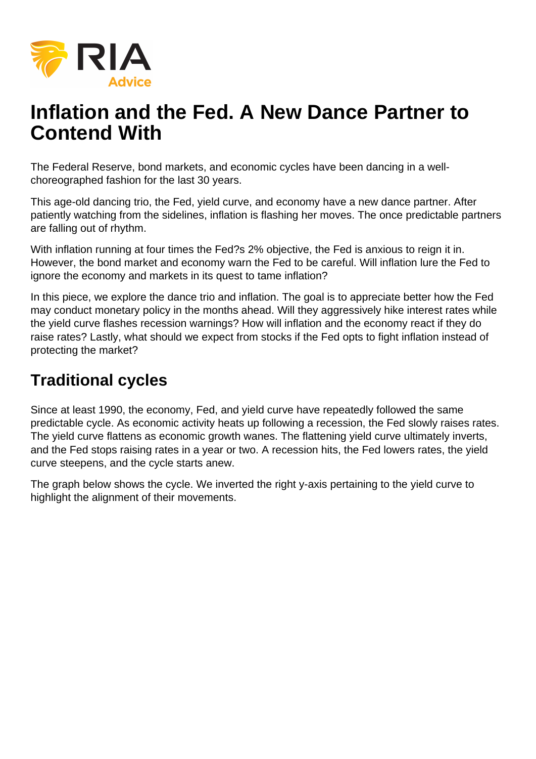# Inflation and the Fed. A New Dance Partner to Contend With

The Federal Reserve, bond markets, and economic cycles have been dancing in a well-choreographed fashion for the last 30 years.

This age-old dancing trio, the Fed, yield curve, and economy have a new dance partner. After patiently watching from the sidelines, inflation is flashing her moves. The once predictable partners are falling out of rhythm.

With inflation running at four times the Fed?s 2% objective, the Fed is anxious to reign it in. However, the bond market and economy warn the Fed to be careful. Will inflation lure the Fed to ignore the economy and markets in its quest to tame inflation?

In this piece, we explore the dance trio and inflation. The goal is to appreciate better how the Fed may conduct monetary policy in the months ahead. Will they aggressively hike interest rates while the yield curve flashes recession warnings? How will inflation and the economy react if they do raise rates? Lastly, what should we expect from stocks if the Fed opts to fight inflation instead of protecting the market?

## Traditional cycles

Since at least 1990, the economy, Fed, and yield curve have repeatedly followed the same predictable cycle. As economic activity heats up following a recession, the Fed slowly raises rates. The yield curve flattens as economic growth wanes. The flattening yield curve ultimately inverts, and the Fed stops raising rates in a year or two. A recession hits, the Fed lowers rates, the yield curve steepens, and the cycle starts anew.

The graph below shows the cycle. We inverted the right y-axis pertaining to the yield curve to highlight the alignment of their movements.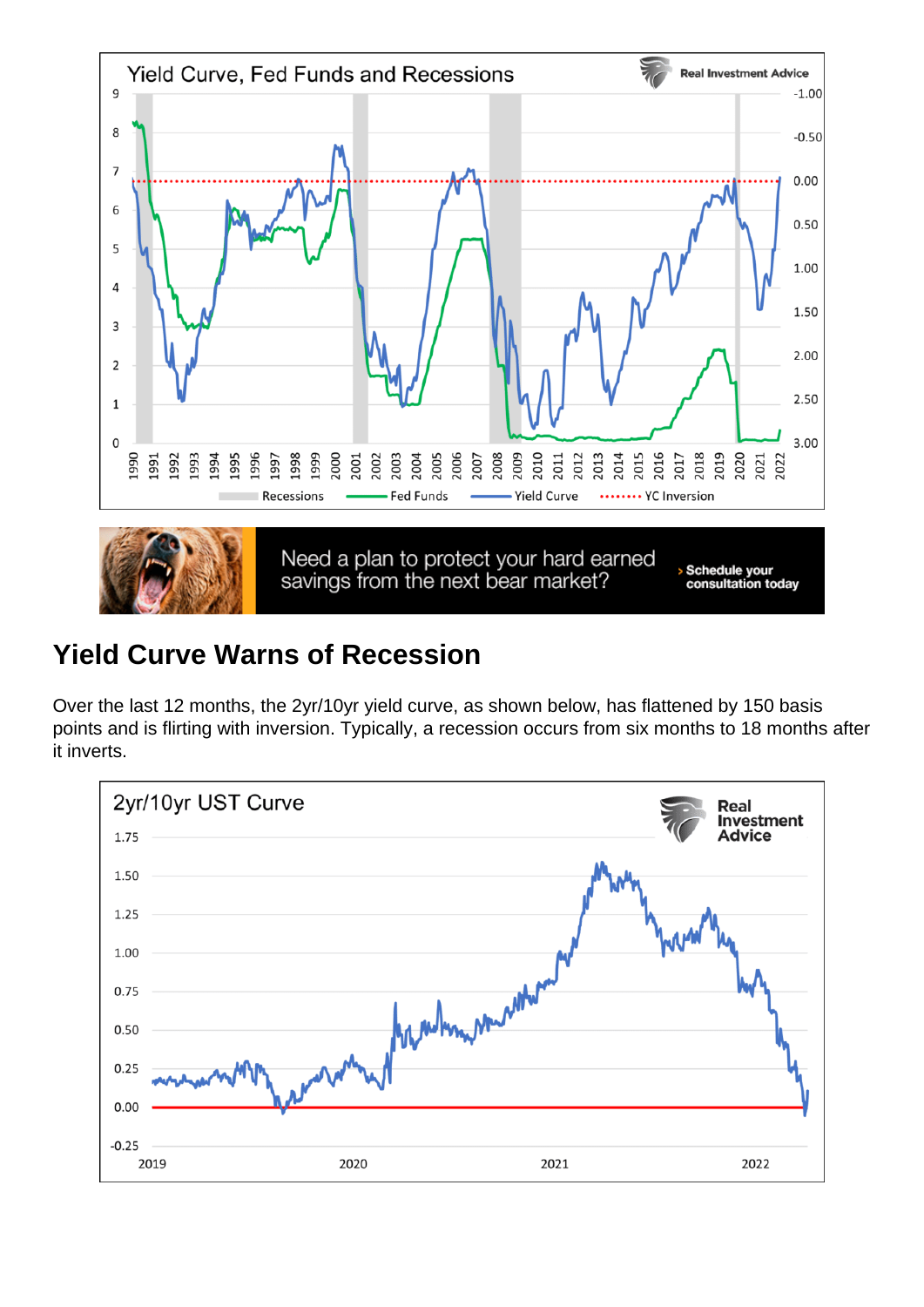## Yield Curve Warns of Recession

Over the last 12 months, the 2yr/10yr yield curve, as shown below, has flattened by 150 basis points and is flirting with inversion. Typically, a recession occurs from six months to 18 months after it inverts.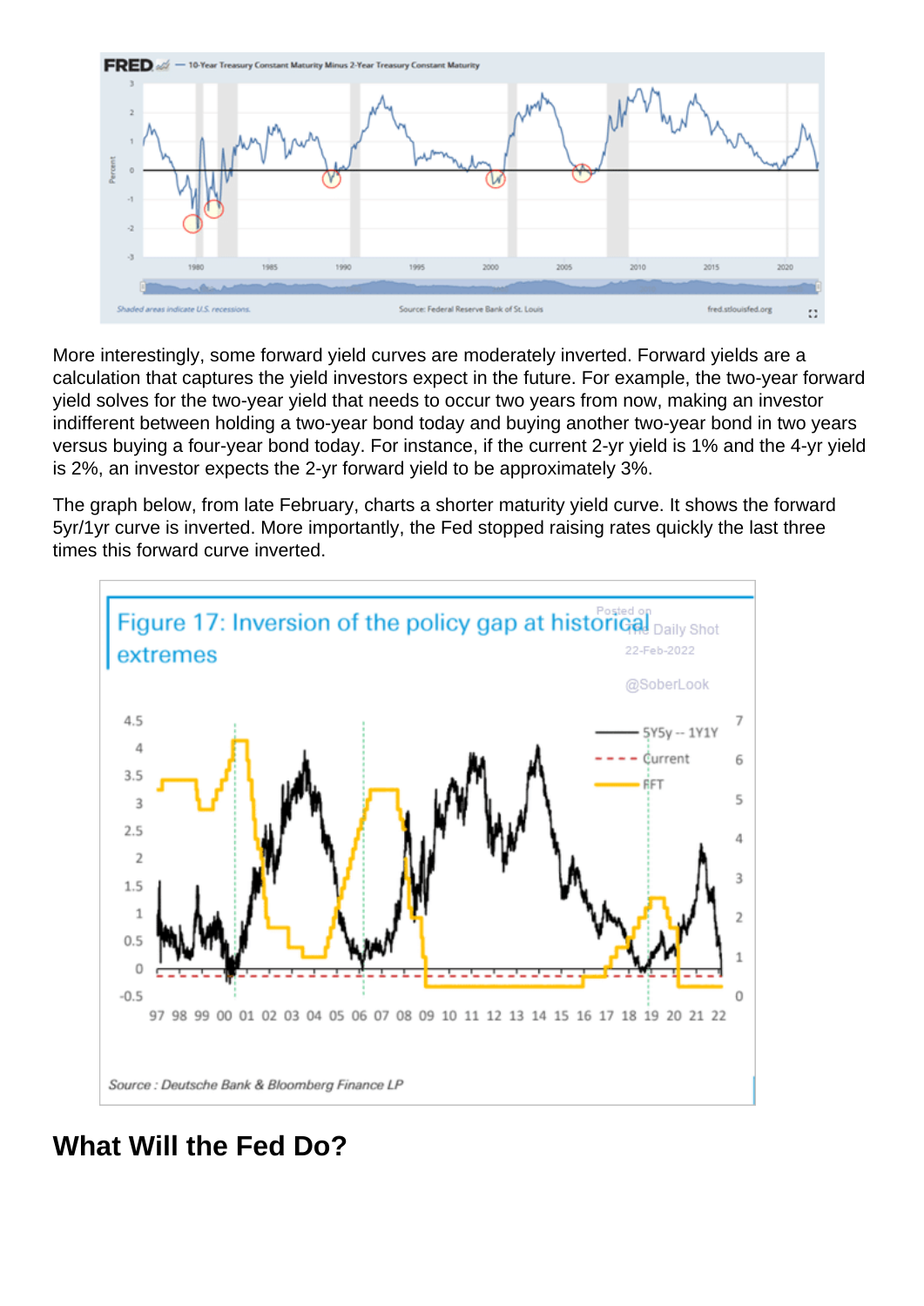More interestingly, some forward yield curves are moderately inverted. Forward yields are a calculation that captures the yield investors expect in the future. For example, the two-year forward yield solves for the two-year yield that needs to occur two years from now, making an investor indifferent between holding a two-year bond today and buying another two-year bond in two years versus buying a four-year bond today. For instance, if the current 2-yr yield is 1% and the 4-yr yield is 2%, an investor expects the 2-yr forward yield to be approximately 3%.

The graph below, from late February, charts a shorter maturity yield curve. It shows the forward 5yr/1yr curve is inverted. More importantly, the Fed stopped raising rates quickly the last three times this forward curve inverted.

## What Will the Fed Do?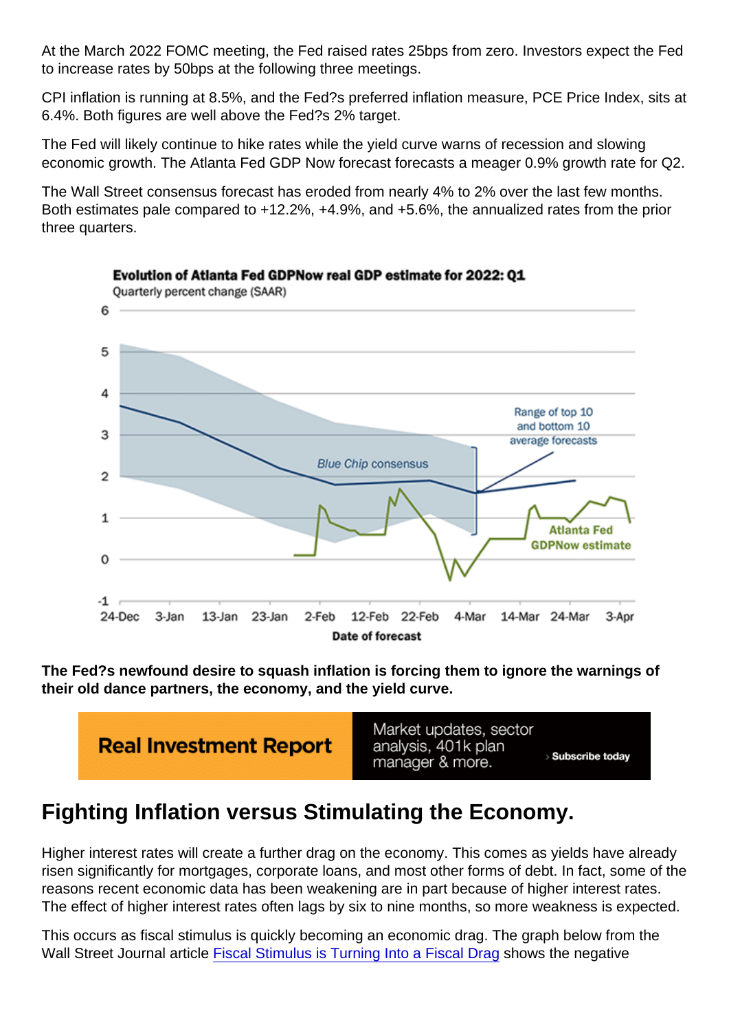At the March 2022 FOMC meeting, the Fed raised rates 25bps from zero. Investors expect the Fed to increase rates by 50bps at the following three meetings.

CPI inflation is running at 8.5%, and the Fed?s preferred inflation measure, PCE Price Index, sits at 6.4%. Both figures are well above the Fed?s 2% target.

The Fed will likely continue to hike rates while the yield curve warns of recession and slowing economic growth. The Atlanta Fed GDP Now forecast forecasts a meager 0.9% growth rate for Q2.

The Wall Street consensus forecast has eroded from nearly 4% to 2% over the last few months. Both estimates pale compared to +12.2%, +4.9%, and +5.6%, the annualized rates from the prior three quarters.

**The Fed?s newfound desire to squash inflation is forcing them to ignore the warnings of their old dance partners, the economy, and the yield curve.**

## Fighting Inflation versus Stimulating the Economy.

Higher interest rates will create a further drag on the economy. This comes as yields have already risen significantly for mortgages, corporate loans, and most other forms of debt. In fact, some of the reasons recent economic data has been weakening are in part because of higher interest rates. The effect of higher interest rates often lags by six to nine months, so more weakness is expected.

This occurs as fiscal stimulus is quickly becoming an economic drag. The graph below from the Wall Street Journal article [Fiscal Stimulus is Turning Into a Fiscal Drag] shows the negative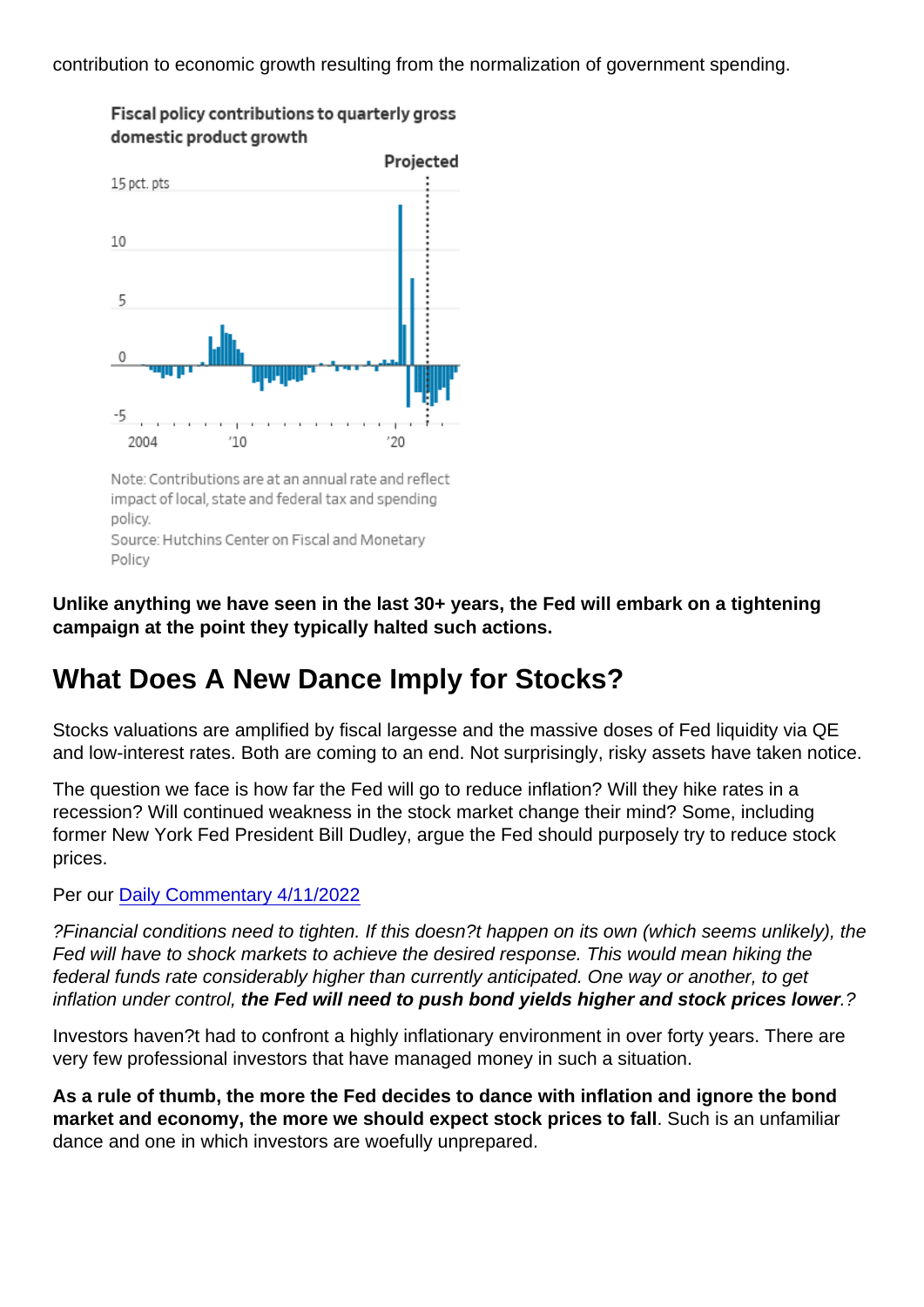contribution to economic growth resulting from the normalization of government spending.

Fiscal policy contributions to quarterly gross domestic product growth

Note: Contributions are at an annual rate and reflect impact of local, state and federal tax and spending policy.
Source: Hutchins Center on Fiscal and Monetary Policy

**Unlike anything we have seen in the last 30+ years, the Fed will embark on a tightening campaign at the point they typically halted such actions.**

## What Does A New Dance Imply for Stocks?

Stocks valuations are amplified by fiscal largesse and the massive doses of Fed liquidity via QE and low-interest rates. Both are coming to an end. Not surprisingly, risky assets have taken notice.

The question we face is how far the Fed will go to reduce inflation? Will they hike rates in a recession? Will continued weakness in the stock market change their mind? Some, including former New York Fed President Bill Dudley, argue the Fed should purposely try to reduce stock prices.

Per our [Daily Commentary 4/11/2022](#)

*?Financial conditions need to tighten. If this doesn?t happen on its own (which seems unlikely), the Fed will have to shock markets to achieve the desired response. This would mean hiking the federal funds rate considerably higher than currently anticipated. One way or another, to get inflation under control,* ***the Fed will need to push bond yields higher and stock prices lower****.?*

Investors haven?t had to confront a highly inflationary environment in over forty years. There are very few professional investors that have managed money in such a situation.

**As a rule of thumb, the more the Fed decides to dance with inflation and ignore the bond market and economy, the more we should expect stock prices to fall**. Such is an unfamiliar dance and one in which investors are woefully unprepared.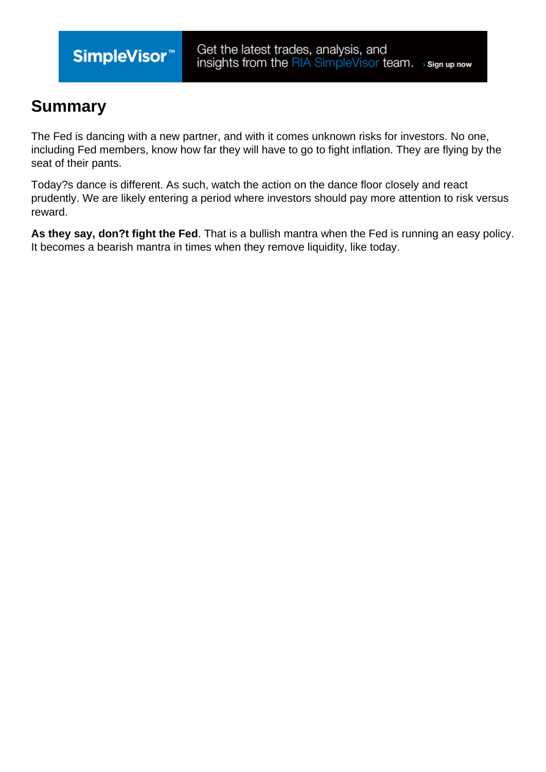## Summary

The Fed is dancing with a new partner, and with it comes unknown risks for investors. No one, including Fed members, know how far they will have to go to fight inflation. They are flying by the seat of their pants.

Today?s dance is different. As such, watch the action on the dance floor closely and react prudently. We are likely entering a period where investors should pay more attention to risk versus reward.

**As they say, don?t fight the Fed**. That is a bullish mantra when the Fed is running an easy policy. It becomes a bearish mantra in times when they remove liquidity, like today.